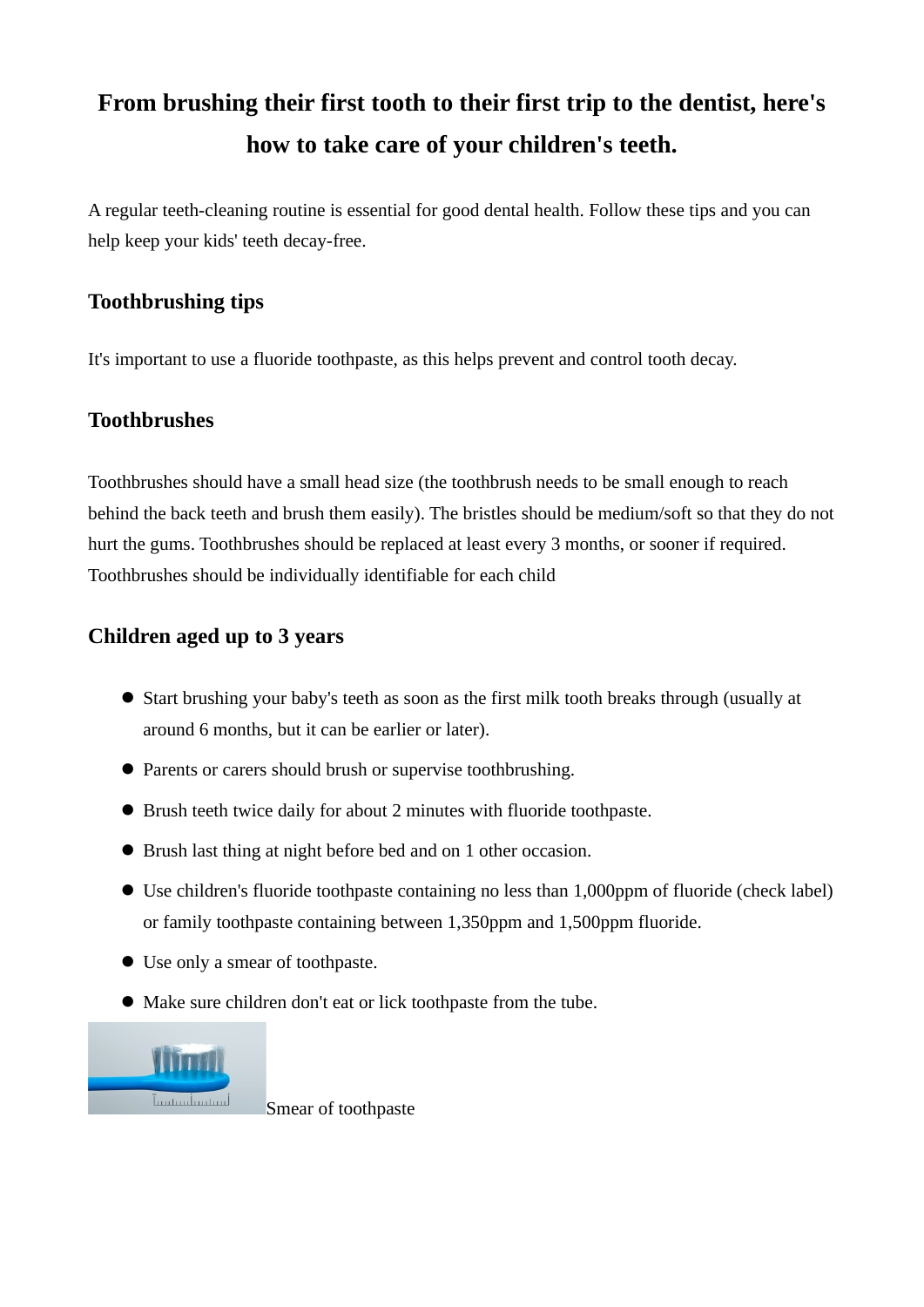# From brushing their first tooth to their first trip to the dentist, here's how to take care of your children's teeth.

A regular teeth-cleaning routine is essential for good dental health. Follow these tips and you can help keep your kids' teeth decay-free.

## Toothbrushing tips

It's important to use a fluoride toothpaste, as this helps prevent and control tooth decay.

## Toothbrushes

Toothbrushes should have a small head size (the toothbrush needs to be small enough to reach behind the back teeth and brush them easily). The bristles should be medium/soft so that they do not hurt the gums. Toothbrushes should be replaced at least every 3 months, or sooner if required. Toothbrushes should be individually identifiable for each child

## Children aged up to 3 years

- Start brushing your baby's teeth as soon as the first milk tooth breaks through (usually at around 6 months, but it can be earlier or later).
- Parents or carers should brush or supervise toothbrushing.
- Brush teeth twice daily for about 2 minutes with fluoride toothpaste.
- Brush last thing at night before bed and on 1 other occasion.
- Use children's fluoride toothpaste containing no less than 1,000ppm of fluoride (check label) or family toothpaste containing between 1,350ppm and 1,500ppm fluoride.
- Use only a smear of toothpaste.
- Make sure children don't eat or lick toothpaste from the tube.

Smear of toothpaste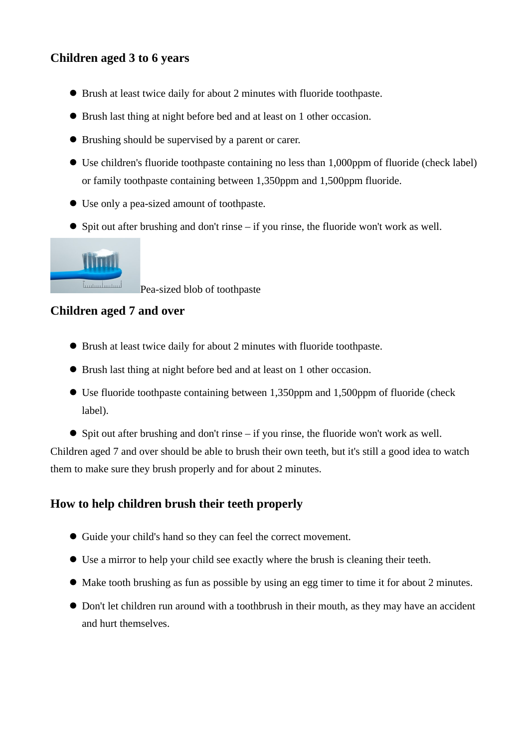### Children aged 3 to 6 years

- Brush at least twice daily for about 2 minutes with fluoride toothpaste.
- Brush last thing at night before bed and at least on 1 other occasion.
- Brushing should be supervised by a parent or carer.
- Use children's fluoride toothpaste containing no less than 1,000ppm of fluoride (check label) or family toothpaste containing between 1,350ppm and 1,500ppm fluoride.
- Use only a pea-sized amount of toothpaste.
- Spit out after brushing and don't rinse – if you rinse, the fluoride won't work as well.

Pea-sized blob of toothpaste

### Children aged 7 and over

- Brush at least twice daily for about 2 minutes with fluoride toothpaste.
- Brush last thing at night before bed and at least on 1 other occasion.
- Use fluoride toothpaste containing between 1,350ppm and 1,500ppm of fluoride (check label).
- Spit out after brushing and don't rinse – if you rinse, the fluoride won't work as well.

Children aged 7 and over should be able to brush their own teeth, but it's still a good idea to watch them to make sure they brush properly and for about 2 minutes.

### How to help children brush their teeth properly

- Guide your child's hand so they can feel the correct movement.
- Use a mirror to help your child see exactly where the brush is cleaning their teeth.
- Make tooth brushing as fun as possible by using an egg timer to time it for about 2 minutes.
- Don't let children run around with a toothbrush in their mouth, as they may have an accident and hurt themselves.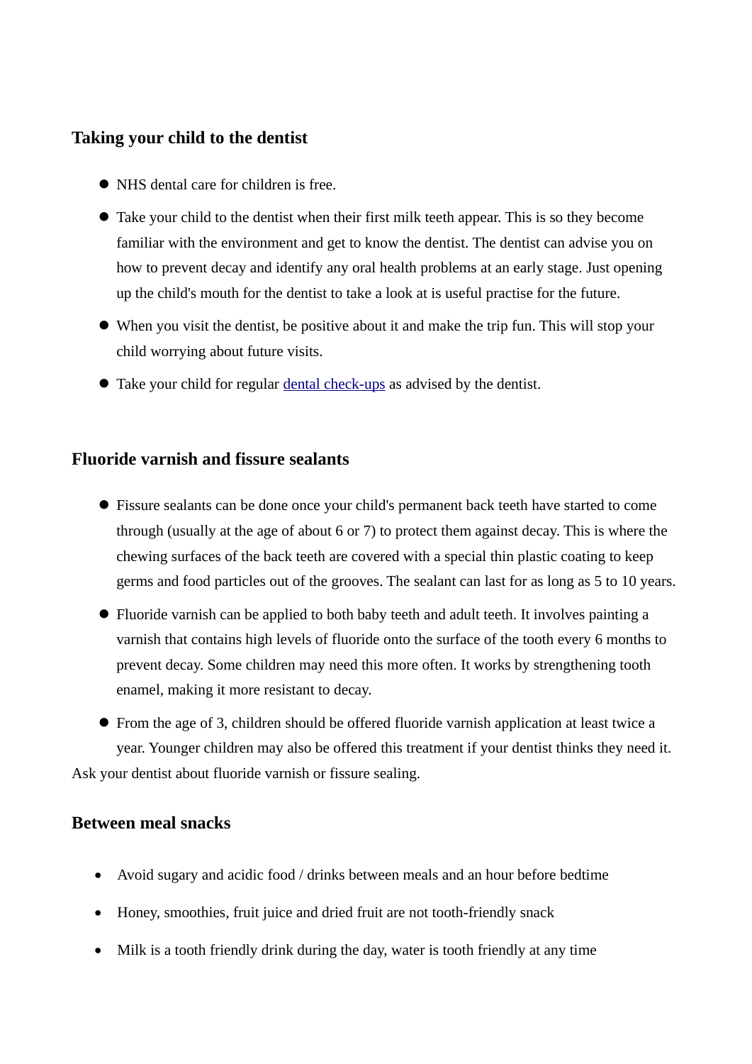## Taking your child to the dentist

- NHS dental care for children is free.
- Take your child to the dentist when their first milk teeth appear. This is so they become familiar with the environment and get to know the dentist. The dentist can advise you on how to prevent decay and identify any oral health problems at an early stage. Just opening up the child's mouth for the dentist to take a look at is useful practise for the future.
- When you visit the dentist, be positive about it and make the trip fun. This will stop your child worrying about future visits.
- Take your child for regular dental check-ups as advised by the dentist.

## Fluoride varnish and fissure sealants

- Fissure sealants can be done once your child's permanent back teeth have started to come through (usually at the age of about 6 or 7) to protect them against decay. This is where the chewing surfaces of the back teeth are covered with a special thin plastic coating to keep germs and food particles out of the grooves. The sealant can last for as long as 5 to 10 years.
- Fluoride varnish can be applied to both baby teeth and adult teeth. It involves painting a varnish that contains high levels of fluoride onto the surface of the tooth every 6 months to prevent decay. Some children may need this more often. It works by strengthening tooth enamel, making it more resistant to decay.
- From the age of 3, children should be offered fluoride varnish application at least twice a year. Younger children may also be offered this treatment if your dentist thinks they need it.

Ask your dentist about fluoride varnish or fissure sealing.

## Between meal snacks

- Avoid sugary and acidic food / drinks between meals and an hour before bedtime
- Honey, smoothies, fruit juice and dried fruit are not tooth-friendly snack
- Milk is a tooth friendly drink during the day, water is tooth friendly at any time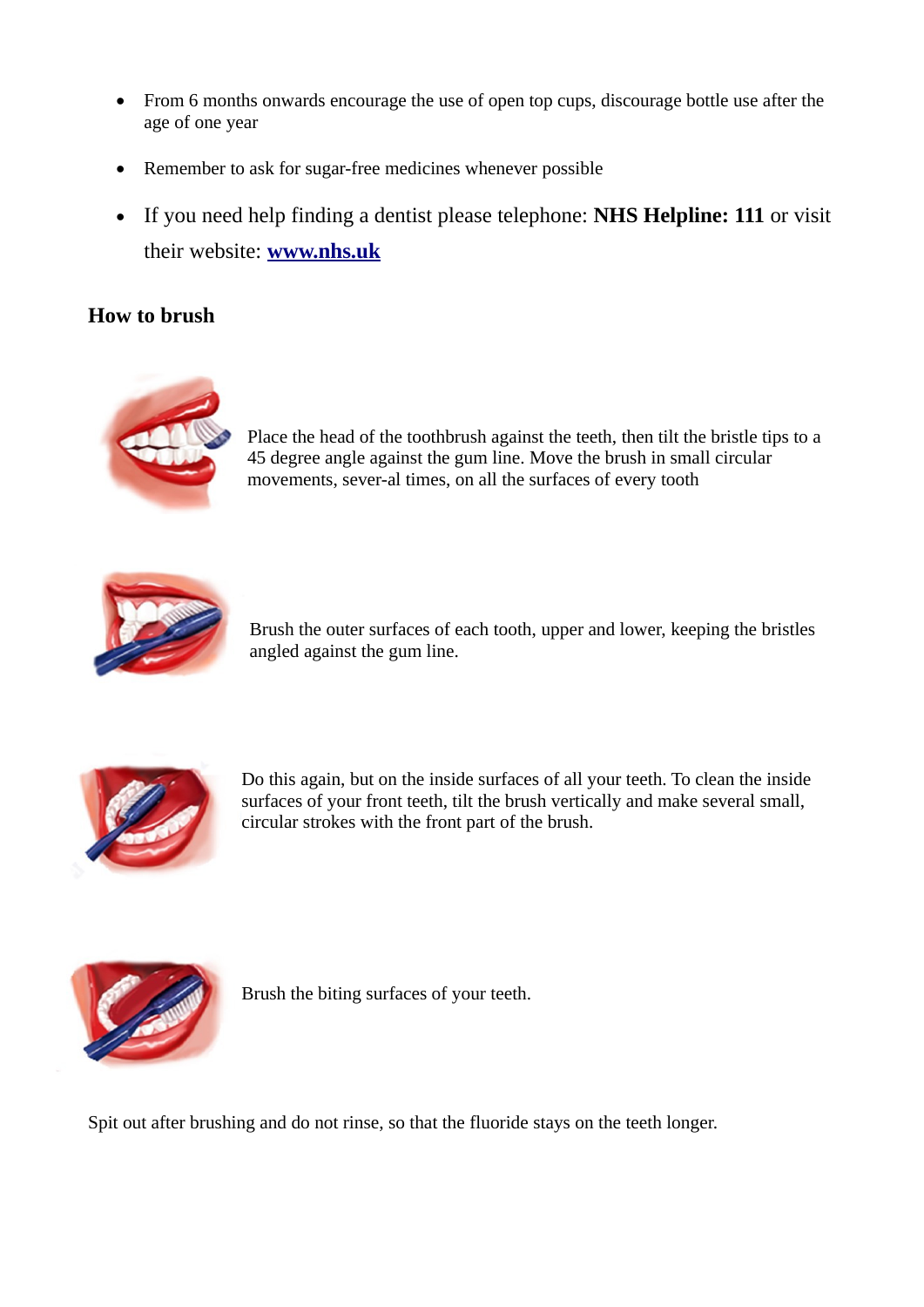- From 6 months onwards encourage the use of open top cups, discourage bottle use after the age of one year
- Remember to ask for sugar-free medicines whenever possible
- If you need help finding a dentist please telephone: **NHS Helpline: 111** or visit their website: **[www.nhs.uk](http://www.nhs.uk)**

## How to brush

Place the head of the toothbrush against the teeth, then tilt the bristle tips to a 45 degree angle against the gum line. Move the brush in small circular movements, sever-al times, on all the surfaces of every tooth

Brush the outer surfaces of each tooth, upper and lower, keeping the bristles angled against the gum line.

Do this again, but on the inside surfaces of all your teeth. To clean the inside surfaces of your front teeth, tilt the brush vertically and make several small, circular strokes with the front part of the brush.

Brush the biting surfaces of your teeth.

Spit out after brushing and do not rinse, so that the fluoride stays on the teeth longer.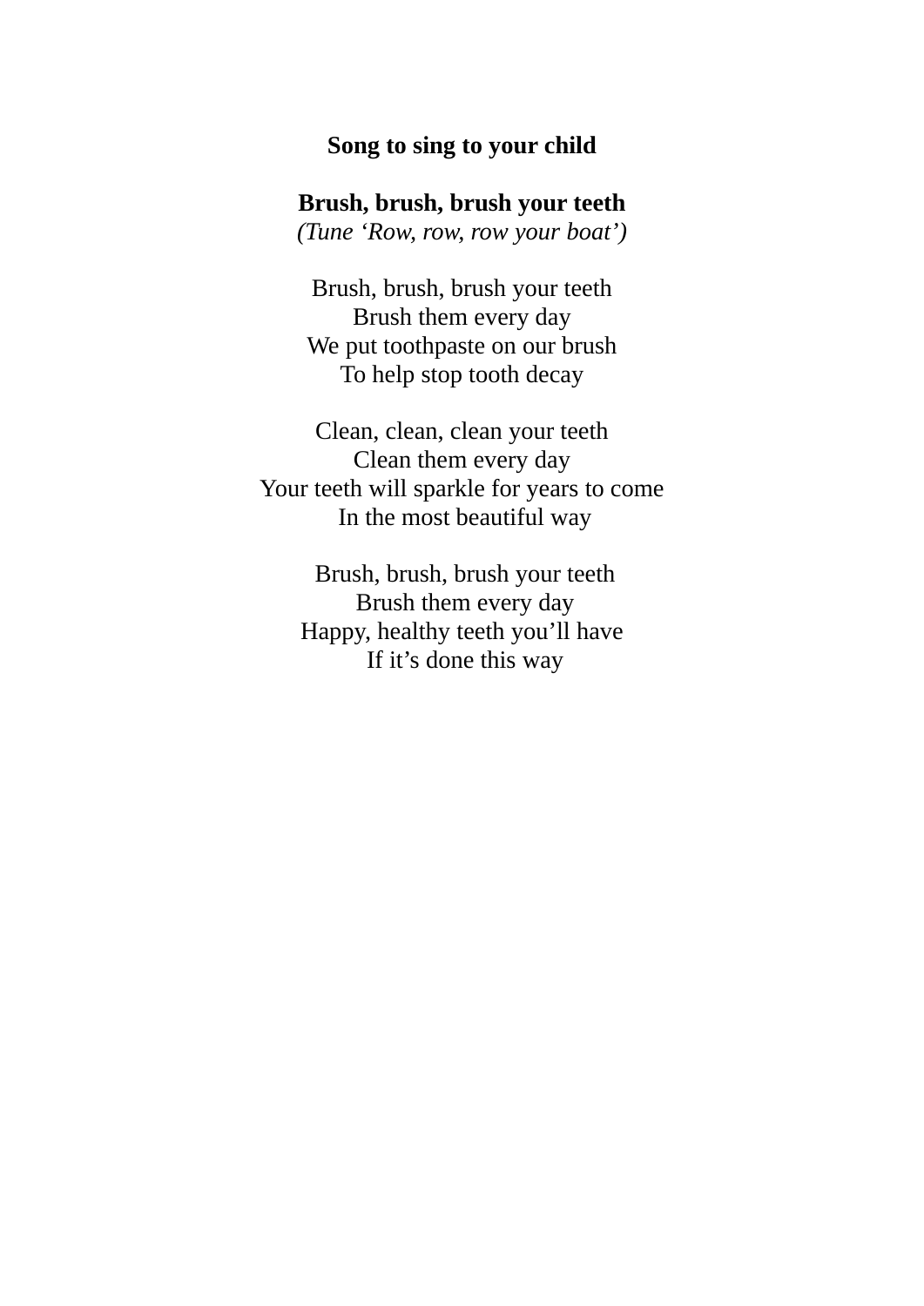**Song to sing to your child**

**Brush, brush, brush your teeth**
*(Tune 'Row, row, row your boat')*

Brush, brush, brush your teeth
Brush them every day
We put toothpaste on our brush
To help stop tooth decay

Clean, clean, clean your teeth
Clean them every day
Your teeth will sparkle for years to come
In the most beautiful way

Brush, brush, brush your teeth
Brush them every day
Happy, healthy teeth you'll have
If it's done this way